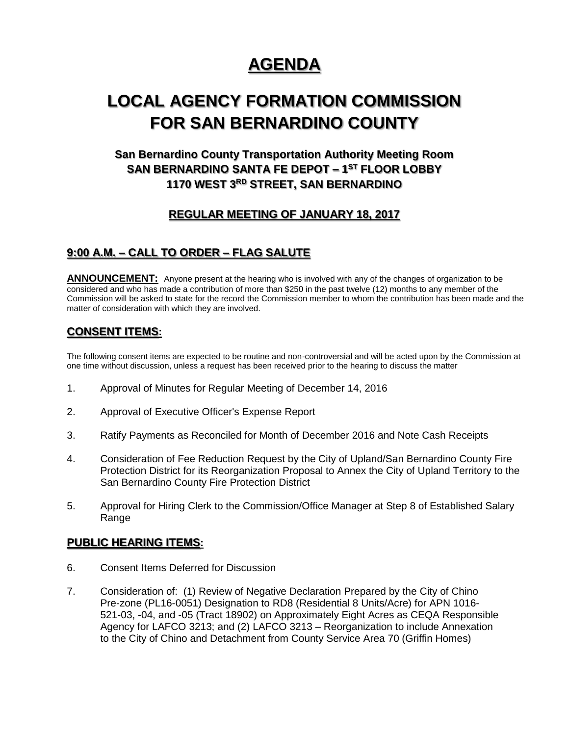# AGENDA

# LOCAL AGENCY FORMATION COMMISSION FOR SAN BERNARDINO COUNTY

### San Bernardino County Transportation Authority Meeting Room
### SAN BERNARDINO SANTA FE DEPOT – 1ST FLOOR LOBBY
### 1170 WEST 3RD STREET, SAN BERNARDINO

### REGULAR MEETING OF JANUARY 18, 2017

## 9:00 A.M. – CALL TO ORDER – FLAG SALUTE

**ANNOUNCEMENT:** Anyone present at the hearing who is involved with any of the changes of organization to be considered and who has made a contribution of more than $250 in the past twelve (12) months to any member of the Commission will be asked to state for the record the Commission member to whom the contribution has been made and the matter of consideration with which they are involved.

## CONSENT ITEMS:

The following consent items are expected to be routine and non-controversial and will be acted upon by the Commission at one time without discussion, unless a request has been received prior to the hearing to discuss the matter

1. Approval of Minutes for Regular Meeting of December 14, 2016
2. Approval of Executive Officer's Expense Report
3. Ratify Payments as Reconciled for Month of December 2016 and Note Cash Receipts
4. Consideration of Fee Reduction Request by the City of Upland/San Bernardino County Fire Protection District for its Reorganization Proposal to Annex the City of Upland Territory to the San Bernardino County Fire Protection District
5. Approval for Hiring Clerk to the Commission/Office Manager at Step 8 of Established Salary Range

## PUBLIC HEARING ITEMS:

6. Consent Items Deferred for Discussion
7. Consideration of: (1) Review of Negative Declaration Prepared by the City of Chino Pre-zone (PL16-0051) Designation to RD8 (Residential 8 Units/Acre) for APN 1016-521-03, -04, and -05 (Tract 18902) on Approximately Eight Acres as CEQA Responsible Agency for LAFCO 3213; and (2) LAFCO 3213 – Reorganization to include Annexation to the City of Chino and Detachment from County Service Area 70 (Griffin Homes)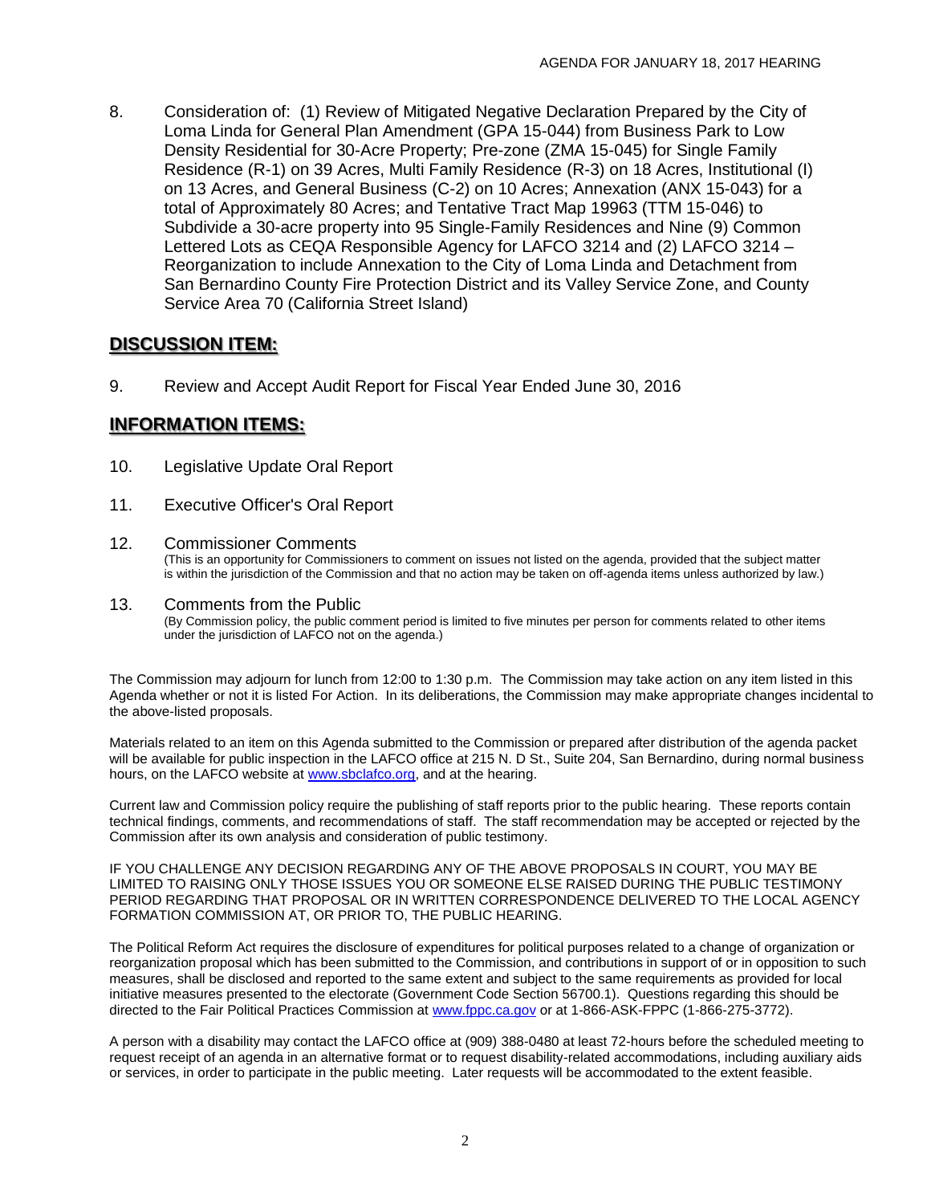8. Consideration of: (1) Review of Mitigated Negative Declaration Prepared by the City of Loma Linda for General Plan Amendment (GPA 15-044) from Business Park to Low Density Residential for 30-Acre Property; Pre-zone (ZMA 15-045) for Single Family Residence (R-1) on 39 Acres, Multi Family Residence (R-3) on 18 Acres, Institutional (I) on 13 Acres, and General Business (C-2) on 10 Acres; Annexation (ANX 15-043) for a total of Approximately 80 Acres; and Tentative Tract Map 19963 (TTM 15-046) to Subdivide a 30-acre property into 95 Single-Family Residences and Nine (9) Common Lettered Lots as CEQA Responsible Agency for LAFCO 3214 and (2) LAFCO 3214 – Reorganization to include Annexation to the City of Loma Linda and Detachment from San Bernardino County Fire Protection District and its Valley Service Zone, and County Service Area 70 (California Street Island)

## DISCUSSION ITEM:

9. Review and Accept Audit Report for Fiscal Year Ended June 30, 2016

## INFORMATION ITEMS:

10. Legislative Update Oral Report

11. Executive Officer's Oral Report

12. Commissioner Comments
    (This is an opportunity for Commissioners to comment on issues not listed on the agenda, provided that the subject matter is within the jurisdiction of the Commission and that no action may be taken on off-agenda items unless authorized by law.)

13. Comments from the Public
    (By Commission policy, the public comment period is limited to five minutes per person for comments related to other items under the jurisdiction of LAFCO not on the agenda.)

The Commission may adjourn for lunch from 12:00 to 1:30 p.m. The Commission may take action on any item listed in this Agenda whether or not it is listed For Action. In its deliberations, the Commission may make appropriate changes incidental to the above-listed proposals.

Materials related to an item on this Agenda submitted to the Commission or prepared after distribution of the agenda packet will be available for public inspection in the LAFCO office at 215 N. D St., Suite 204, San Bernardino, during normal business hours, on the LAFCO website at www.sbclafco.org, and at the hearing.

Current law and Commission policy require the publishing of staff reports prior to the public hearing. These reports contain technical findings, comments, and recommendations of staff. The staff recommendation may be accepted or rejected by the Commission after its own analysis and consideration of public testimony.

IF YOU CHALLENGE ANY DECISION REGARDING ANY OF THE ABOVE PROPOSALS IN COURT, YOU MAY BE LIMITED TO RAISING ONLY THOSE ISSUES YOU OR SOMEONE ELSE RAISED DURING THE PUBLIC TESTIMONY PERIOD REGARDING THAT PROPOSAL OR IN WRITTEN CORRESPONDENCE DELIVERED TO THE LOCAL AGENCY FORMATION COMMISSION AT, OR PRIOR TO, THE PUBLIC HEARING.

The Political Reform Act requires the disclosure of expenditures for political purposes related to a change of organization or reorganization proposal which has been submitted to the Commission, and contributions in support of or in opposition to such measures, shall be disclosed and reported to the same extent and subject to the same requirements as provided for local initiative measures presented to the electorate (Government Code Section 56700.1). Questions regarding this should be directed to the Fair Political Practices Commission at www.fppc.ca.gov or at 1-866-ASK-FPPC (1-866-275-3772).

A person with a disability may contact the LAFCO office at (909) 388-0480 at least 72-hours before the scheduled meeting to request receipt of an agenda in an alternative format or to request disability-related accommodations, including auxiliary aids or services, in order to participate in the public meeting. Later requests will be accommodated to the extent feasible.